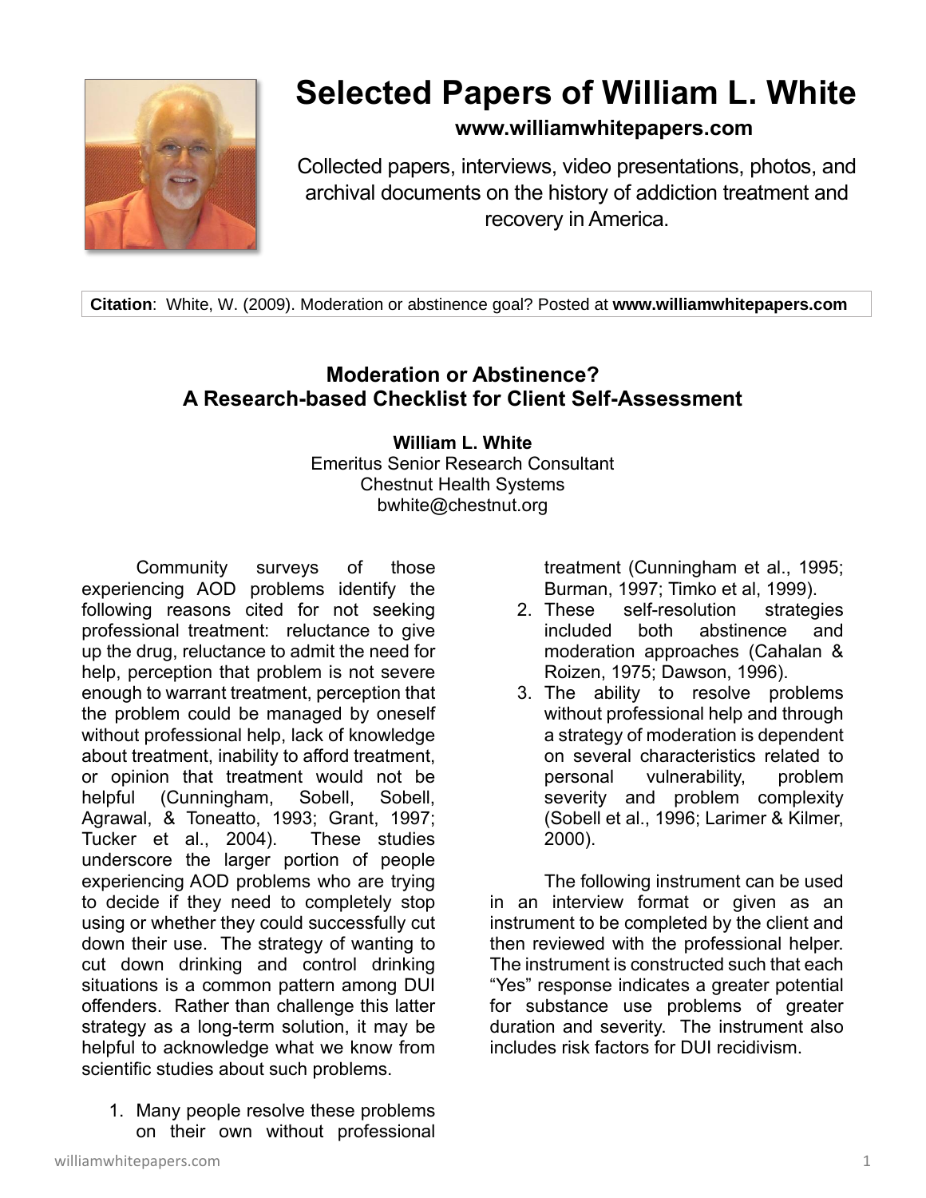# Selected Papers of William L. White

**www.williamwhitepapers.com**

Collected papers, interviews, video presentations, photos, and archival documents on the history of addiction treatment and recovery in America.

**Citation**: White, W. (2009). Moderation or abstinence goal? Posted at **www.williamwhitepapers.com**

## Moderation or Abstinence?
## A Research-based Checklist for Client Self-Assessment

**William L. White**
Emeritus Senior Research Consultant
Chestnut Health Systems
bwhite@chestnut.org

Community surveys of those experiencing AOD problems identify the following reasons cited for not seeking professional treatment: reluctance to give up the drug, reluctance to admit the need for help, perception that problem is not severe enough to warrant treatment, perception that the problem could be managed by oneself without professional help, lack of knowledge about treatment, inability to afford treatment, or opinion that treatment would not be helpful (Cunningham, Sobell, Sobell, Agrawal, & Toneatto, 1993; Grant, 1997; Tucker et al., 2004). These studies underscore the larger portion of people experiencing AOD problems who are trying to decide if they need to completely stop using or whether they could successfully cut down their use. The strategy of wanting to cut down drinking and control drinking situations is a common pattern among DUI offenders. Rather than challenge this latter strategy as a long-term solution, it may be helpful to acknowledge what we know from scientific studies about such problems.

1. Many people resolve these problems on their own without professional treatment (Cunningham et al., 1995; Burman, 1997; Timko et al, 1999).
2. These self-resolution strategies included both abstinence and moderation approaches (Cahalan & Roizen, 1975; Dawson, 1996).
3. The ability to resolve problems without professional help and through a strategy of moderation is dependent on several characteristics related to personal vulnerability, problem severity and problem complexity (Sobell et al., 1996; Larimer & Kilmer, 2000).

The following instrument can be used in an interview format or given as an instrument to be completed by the client and then reviewed with the professional helper. The instrument is constructed such that each "Yes" response indicates a greater potential for substance use problems of greater duration and severity. The instrument also includes risk factors for DUI recidivism.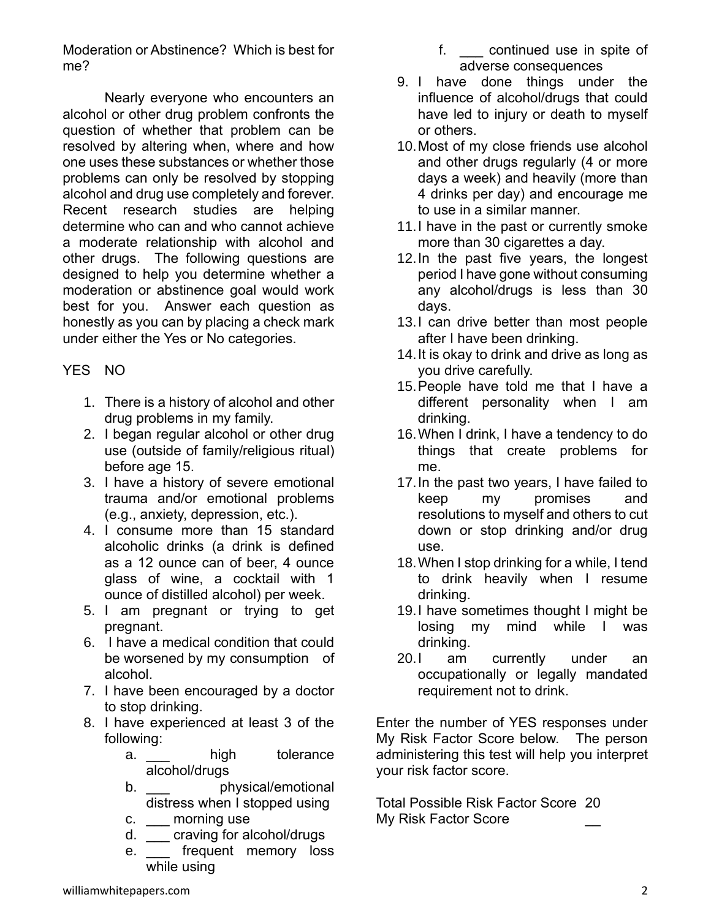Moderation or Abstinence? Which is best for me?

Nearly everyone who encounters an alcohol or other drug problem confronts the question of whether that problem can be resolved by altering when, where and how one uses these substances or whether those problems can only be resolved by stopping alcohol and drug use completely and forever. Recent research studies are helping determine who can and who cannot achieve a moderate relationship with alcohol and other drugs. The following questions are designed to help you determine whether a moderation or abstinence goal would work best for you. Answer each question as honestly as you can by placing a check mark under either the Yes or No categories.

YES NO

1. There is a history of alcohol and other drug problems in my family.
2. I began regular alcohol or other drug use (outside of family/religious ritual) before age 15.
3. I have a history of severe emotional trauma and/or emotional problems (e.g., anxiety, depression, etc.).
4. I consume more than 15 standard alcoholic drinks (a drink is defined as a 12 ounce can of beer, 4 ounce glass of wine, a cocktail with 1 ounce of distilled alcohol) per week.
5. I am pregnant or trying to get pregnant.
6. I have a medical condition that could be worsened by my consumption of alcohol.
7. I have been encouraged by a doctor to stop drinking.
8. I have experienced at least 3 of the following:
   a. ___ high tolerance alcohol/drugs
   b. ___ physical/emotional distress when I stopped using
   c. ___ morning use
   d. ___ craving for alcohol/drugs
   e. ___ frequent memory loss while using
   f. ___ continued use in spite of adverse consequences
9. I have done things under the influence of alcohol/drugs that could have led to injury or death to myself or others.
10. Most of my close friends use alcohol and other drugs regularly (4 or more days a week) and heavily (more than 4 drinks per day) and encourage me to use in a similar manner.
11. I have in the past or currently smoke more than 30 cigarettes a day.
12. In the past five years, the longest period I have gone without consuming any alcohol/drugs is less than 30 days.
13. I can drive better than most people after I have been drinking.
14. It is okay to drink and drive as long as you drive carefully.
15. People have told me that I have a different personality when I am drinking.
16. When I drink, I have a tendency to do things that create problems for me.
17. In the past two years, I have failed to keep my promises and resolutions to myself and others to cut down or stop drinking and/or drug use.
18. When I stop drinking for a while, I tend to drink heavily when I resume drinking.
19. I have sometimes thought I might be losing my mind while I was drinking.
20. I am currently under an occupationally or legally mandated requirement not to drink.

Enter the number of YES responses under My Risk Factor Score below. The person administering this test will help you interpret your risk factor score.

Total Possible Risk Factor Score 20
My Risk Factor Score __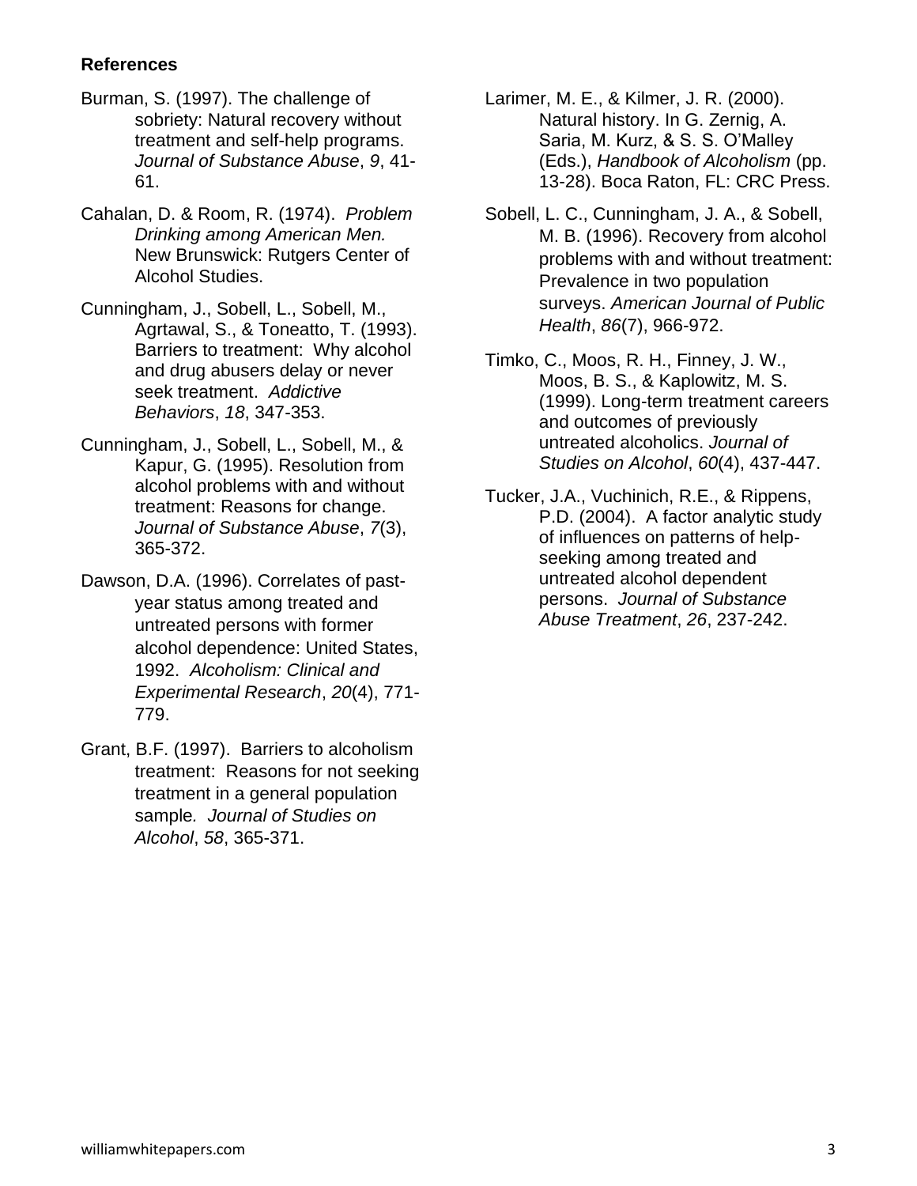**References**

Burman, S. (1997). The challenge of sobriety: Natural recovery without treatment and self-help programs. *Journal of Substance Abuse*, *9*, 41-61.

Cahalan, D. & Room, R. (1974). *Problem Drinking among American Men.* New Brunswick: Rutgers Center of Alcohol Studies.

Cunningham, J., Sobell, L., Sobell, M., Agrtawal, S., & Toneatto, T. (1993). Barriers to treatment: Why alcohol and drug abusers delay or never seek treatment. *Addictive Behaviors*, *18*, 347-353.

Cunningham, J., Sobell, L., Sobell, M., & Kapur, G. (1995). Resolution from alcohol problems with and without treatment: Reasons for change. *Journal of Substance Abuse*, *7*(3), 365-372.

Dawson, D.A. (1996). Correlates of past-year status among treated and untreated persons with former alcohol dependence: United States, 1992. *Alcoholism: Clinical and Experimental Research*, *20*(4), 771-779.

Grant, B.F. (1997). Barriers to alcoholism treatment: Reasons for not seeking treatment in a general population sample*. Journal of Studies on Alcohol*, *58*, 365-371.

Larimer, M. E., & Kilmer, J. R. (2000). Natural history. In G. Zernig, A. Saria, M. Kurz, & S. S. O'Malley (Eds.), *Handbook of Alcoholism* (pp. 13-28). Boca Raton, FL: CRC Press.

Sobell, L. C., Cunningham, J. A., & Sobell, M. B. (1996). Recovery from alcohol problems with and without treatment: Prevalence in two population surveys. *American Journal of Public Health*, *86*(7), 966-972.

Timko, C., Moos, R. H., Finney, J. W., Moos, B. S., & Kaplowitz, M. S. (1999). Long-term treatment careers and outcomes of previously untreated alcoholics. *Journal of Studies on Alcohol*, *60*(4), 437-447.

Tucker, J.A., Vuchinich, R.E., & Rippens, P.D. (2004). A factor analytic study of influences on patterns of help-seeking among treated and untreated alcohol dependent persons. *Journal of Substance Abuse Treatment*, *26*, 237-242.